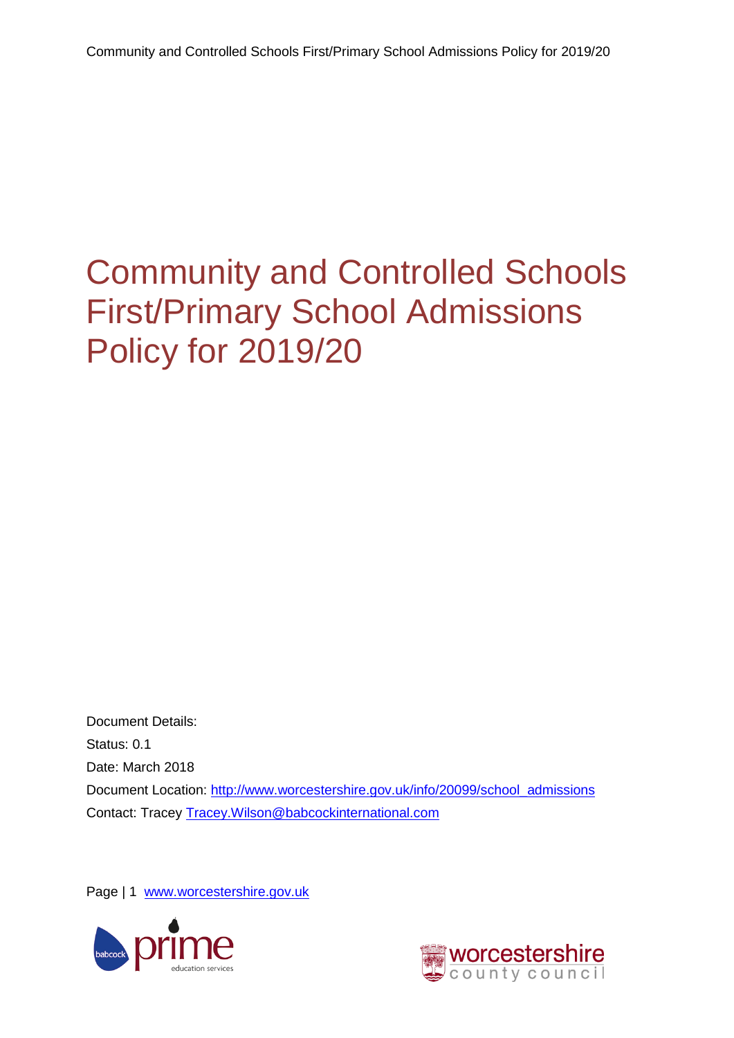# Community and Controlled Schools First/Primary School Admissions Policy for 2019/20

Document Details:

Status: 0.1

Date: March 2018

Document Location: [http://www.worcestershire.gov.uk/info/20099/school_admissions](http://www.worcestershire.gov.uk/info/20099/school_admissions)

Contact: Tracey [Tracey.Wilson@babcockinternational.com](mailto:Tracey.Wilson@babcockinternational.com)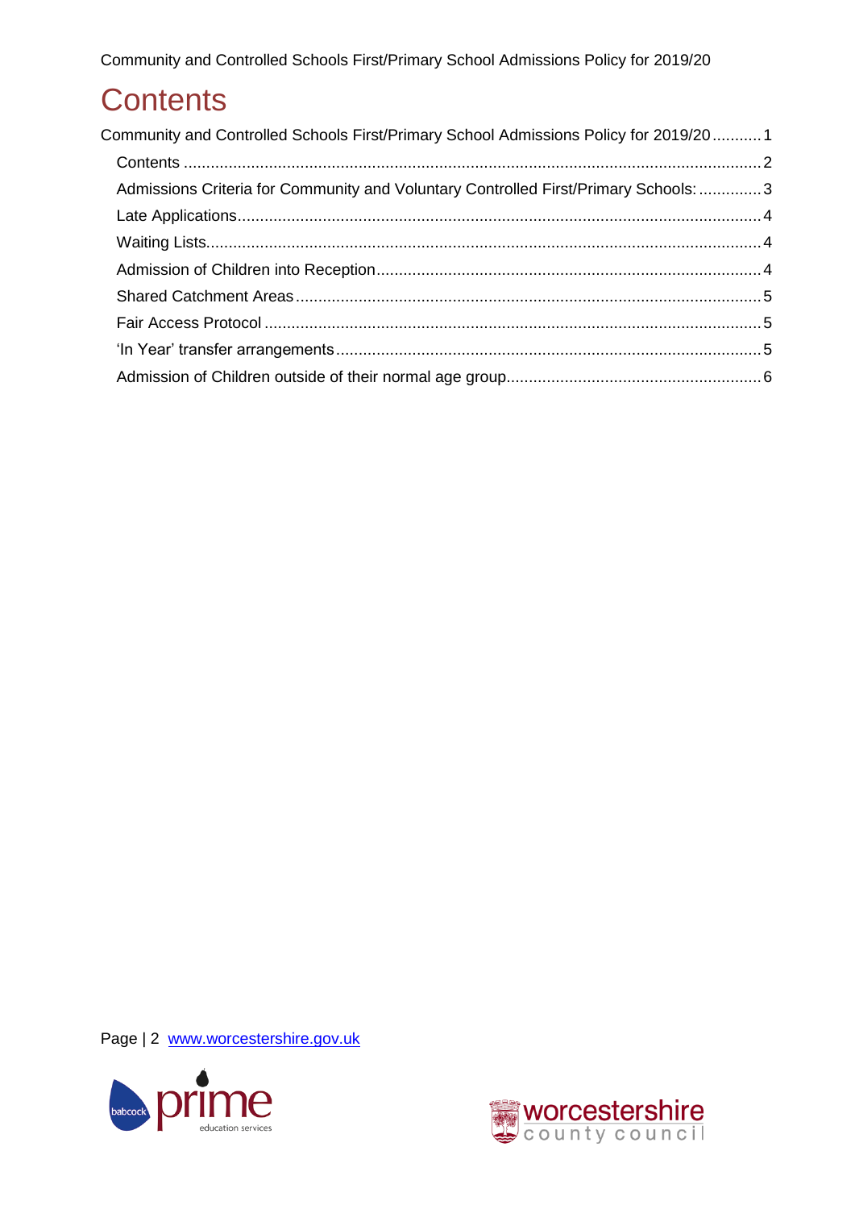# Contents

Community and Controlled Schools First/Primary School Admissions Policy for 2019/20 ........... 1

- Contents ........................................................................................................................ 2
- Admissions Criteria for Community and Voluntary Controlled First/Primary Schools: .............. 3
- Late Applications ............................................................................................................ 4
- Waiting Lists .................................................................................................................. 4
- Admission of Children into Reception ............................................................................ 4
- Shared Catchment Areas ............................................................................................... 5
- Fair Access Protocol ...................................................................................................... 5
- 'In Year' transfer arrangements ..................................................................................... 5
- Admission of Children outside of their normal age group ............................................... 6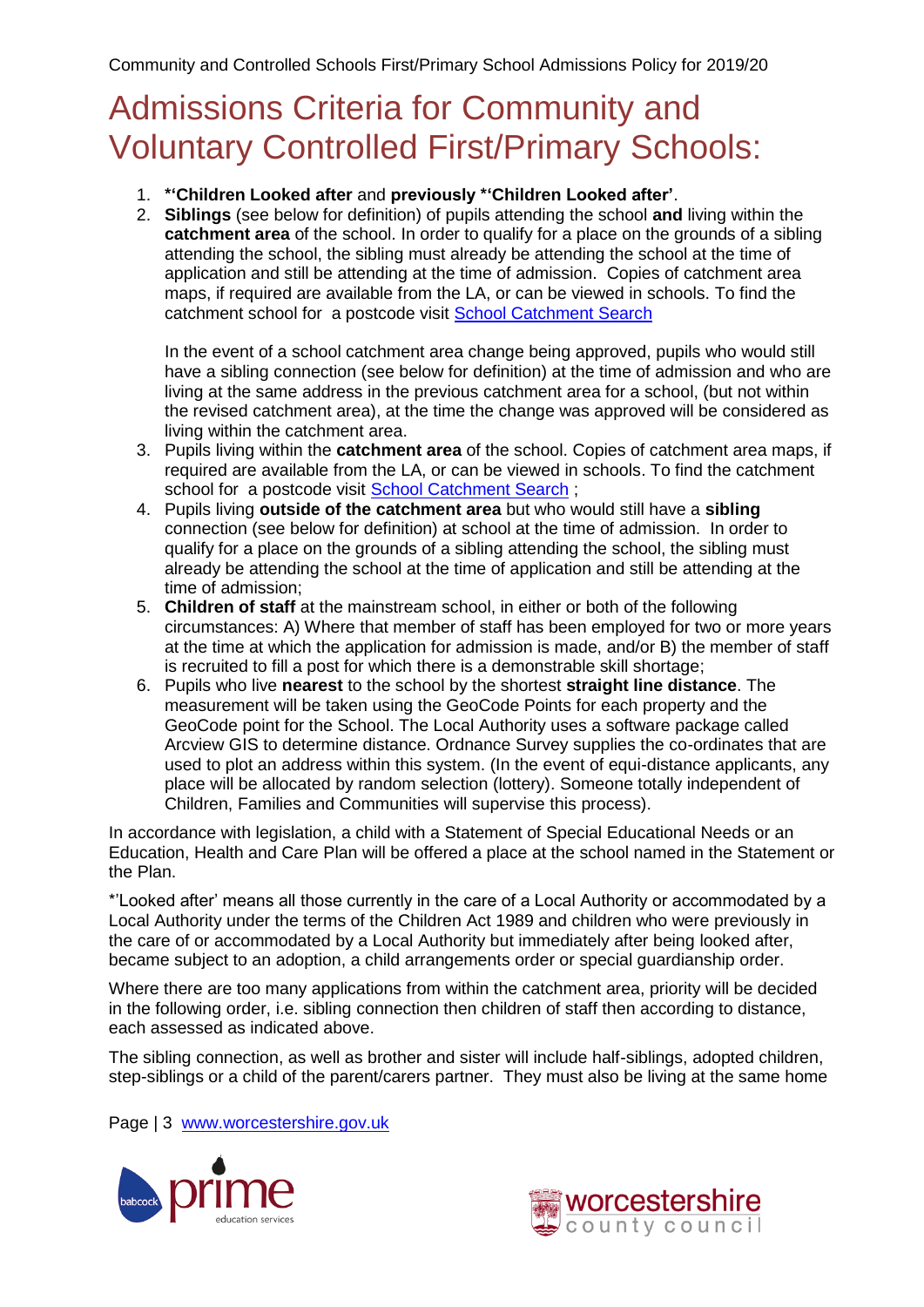# Admissions Criteria for Community and Voluntary Controlled First/Primary Schools:

1. **\*'Children Looked after** and **previously \*'Children Looked after'**.
2. **Siblings** (see below for definition) of pupils attending the school **and** living within the **catchment area** of the school. In order to qualify for a place on the grounds of a sibling attending the school, the sibling must already be attending the school at the time of application and still be attending at the time of admission. Copies of catchment area maps, if required are available from the LA, or can be viewed in schools. To find the catchment school for a postcode visit [School Catchment Search]()

   In the event of a school catchment area change being approved, pupils who would still have a sibling connection (see below for definition) at the time of admission and who are living at the same address in the previous catchment area for a school, (but not within the revised catchment area), at the time the change was approved will be considered as living within the catchment area.
3. Pupils living within the **catchment area** of the school. Copies of catchment area maps, if required are available from the LA, or can be viewed in schools. To find the catchment school for a postcode visit [School Catchment Search]() ;
4. Pupils living **outside of the catchment area** but who would still have a **sibling** connection (see below for definition) at school at the time of admission. In order to qualify for a place on the grounds of a sibling attending the school, the sibling must already be attending the school at the time of application and still be attending at the time of admission;
5. **Children of staff** at the mainstream school, in either or both of the following circumstances: A) Where that member of staff has been employed for two or more years at the time at which the application for admission is made, and/or B) the member of staff is recruited to fill a post for which there is a demonstrable skill shortage;
6. Pupils who live **nearest** to the school by the shortest **straight line distance**. The measurement will be taken using the GeoCode Points for each property and the GeoCode point for the School. The Local Authority uses a software package called Arcview GIS to determine distance. Ordnance Survey supplies the co-ordinates that are used to plot an address within this system. (In the event of equi-distance applicants, any place will be allocated by random selection (lottery). Someone totally independent of Children, Families and Communities will supervise this process).

In accordance with legislation, a child with a Statement of Special Educational Needs or an Education, Health and Care Plan will be offered a place at the school named in the Statement or the Plan.

*'Looked after' means all those currently in the care of a Local Authority or accommodated by a Local Authority under the terms of the Children Act 1989 and children who were previously in the care of or accommodated by a Local Authority but immediately after being looked after, became subject to an adoption, a child arrangements order or special guardianship order.

Where there are too many applications from within the catchment area, priority will be decided in the following order, i.e. sibling connection then children of staff then according to distance, each assessed as indicated above.

The sibling connection, as well as brother and sister will include half-siblings, adopted children, step-siblings or a child of the parent/carers partner. They must also be living at the same home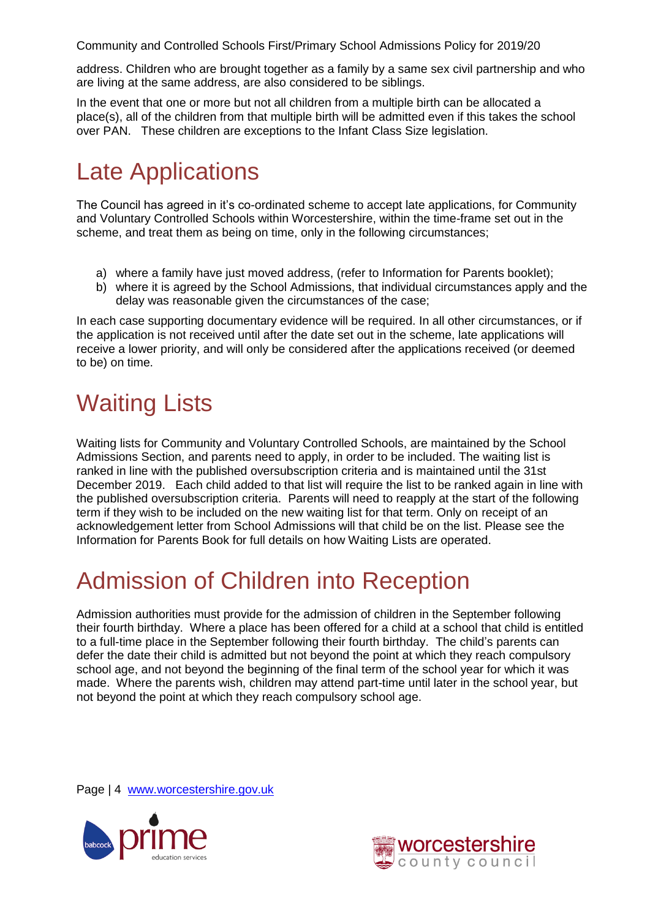address. Children who are brought together as a family by a same sex civil partnership and who are living at the same address, are also considered to be siblings.

In the event that one or more but not all children from a multiple birth can be allocated a place(s), all of the children from that multiple birth will be admitted even if this takes the school over PAN. These children are exceptions to the Infant Class Size legislation.

# Late Applications

The Council has agreed in it's co-ordinated scheme to accept late applications, for Community and Voluntary Controlled Schools within Worcestershire, within the time-frame set out in the scheme, and treat them as being on time, only in the following circumstances;

a) where a family have just moved address, (refer to Information for Parents booklet);
b) where it is agreed by the School Admissions, that individual circumstances apply and the delay was reasonable given the circumstances of the case;

In each case supporting documentary evidence will be required. In all other circumstances, or if the application is not received until after the date set out in the scheme, late applications will receive a lower priority, and will only be considered after the applications received (or deemed to be) on time.

# Waiting Lists

Waiting lists for Community and Voluntary Controlled Schools, are maintained by the School Admissions Section, and parents need to apply, in order to be included. The waiting list is ranked in line with the published oversubscription criteria and is maintained until the 31st December 2019. Each child added to that list will require the list to be ranked again in line with the published oversubscription criteria. Parents will need to reapply at the start of the following term if they wish to be included on the new waiting list for that term. Only on receipt of an acknowledgement letter from School Admissions will that child be on the list. Please see the Information for Parents Book for full details on how Waiting Lists are operated.

# Admission of Children into Reception

Admission authorities must provide for the admission of children in the September following their fourth birthday. Where a place has been offered for a child at a school that child is entitled to a full-time place in the September following their fourth birthday. The child's parents can defer the date their child is admitted but not beyond the point at which they reach compulsory school age, and not beyond the beginning of the final term of the school year for which it was made. Where the parents wish, children may attend part-time until later in the school year, but not beyond the point at which they reach compulsory school age.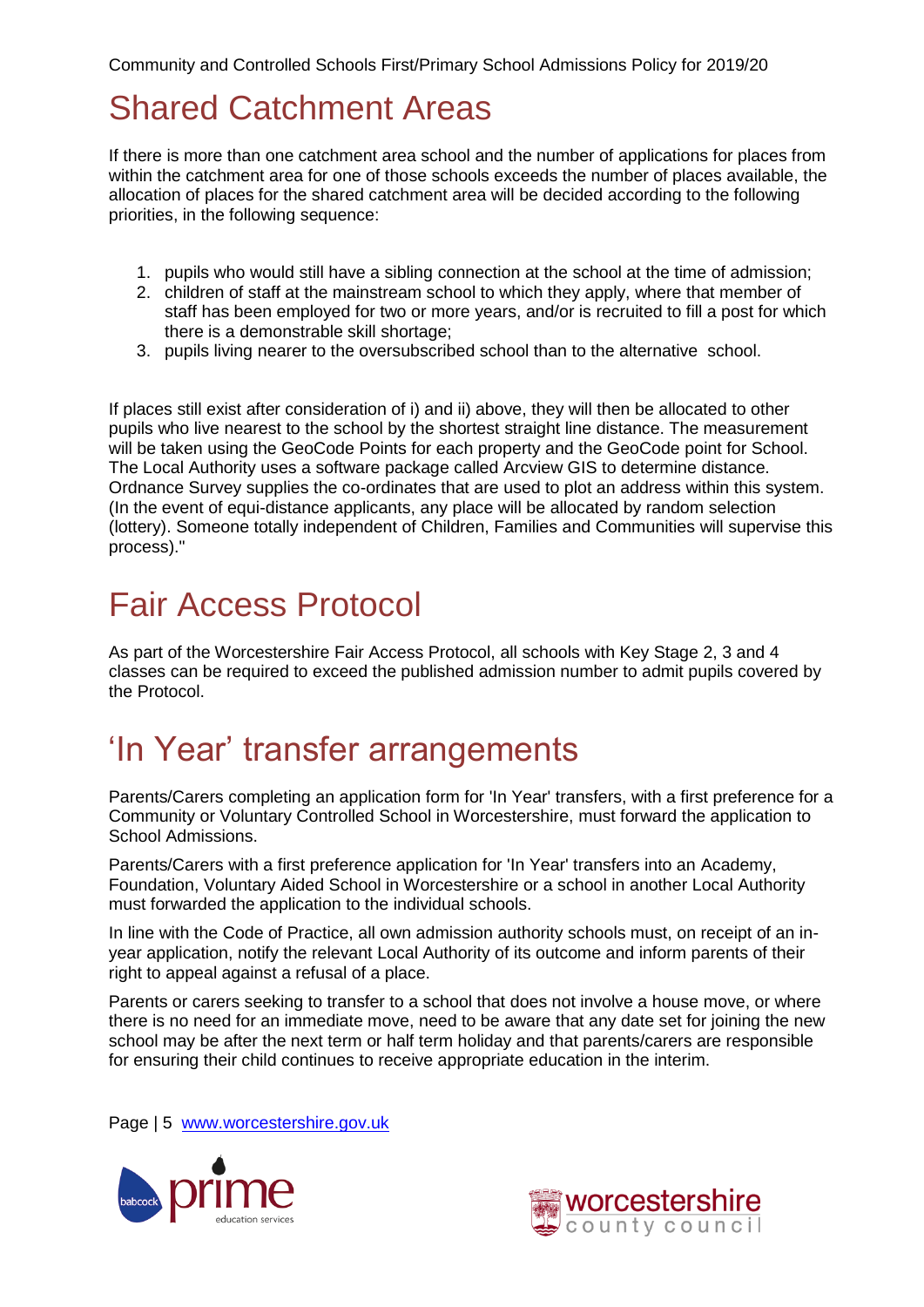# Shared Catchment Areas

If there is more than one catchment area school and the number of applications for places from within the catchment area for one of those schools exceeds the number of places available, the allocation of places for the shared catchment area will be decided according to the following priorities, in the following sequence:

1. pupils who would still have a sibling connection at the school at the time of admission;
2. children of staff at the mainstream school to which they apply, where that member of staff has been employed for two or more years, and/or is recruited to fill a post for which there is a demonstrable skill shortage;
3. pupils living nearer to the oversubscribed school than to the alternative school.

If places still exist after consideration of i) and ii) above, they will then be allocated to other pupils who live nearest to the school by the shortest straight line distance. The measurement will be taken using the GeoCode Points for each property and the GeoCode point for School. The Local Authority uses a software package called Arcview GIS to determine distance. Ordnance Survey supplies the co-ordinates that are used to plot an address within this system. (In the event of equi-distance applicants, any place will be allocated by random selection (lottery). Someone totally independent of Children, Families and Communities will supervise this process)."

# Fair Access Protocol

As part of the Worcestershire Fair Access Protocol, all schools with Key Stage 2, 3 and 4 classes can be required to exceed the published admission number to admit pupils covered by the Protocol.

# 'In Year' transfer arrangements

Parents/Carers completing an application form for 'In Year' transfers, with a first preference for a Community or Voluntary Controlled School in Worcestershire, must forward the application to School Admissions.

Parents/Carers with a first preference application for 'In Year' transfers into an Academy, Foundation, Voluntary Aided School in Worcestershire or a school in another Local Authority must forwarded the application to the individual schools.

In line with the Code of Practice, all own admission authority schools must, on receipt of an in-year application, notify the relevant Local Authority of its outcome and inform parents of their right to appeal against a refusal of a place.

Parents or carers seeking to transfer to a school that does not involve a house move, or where there is no need for an immediate move, need to be aware that any date set for joining the new school may be after the next term or half term holiday and that parents/carers are responsible for ensuring their child continues to receive appropriate education in the interim.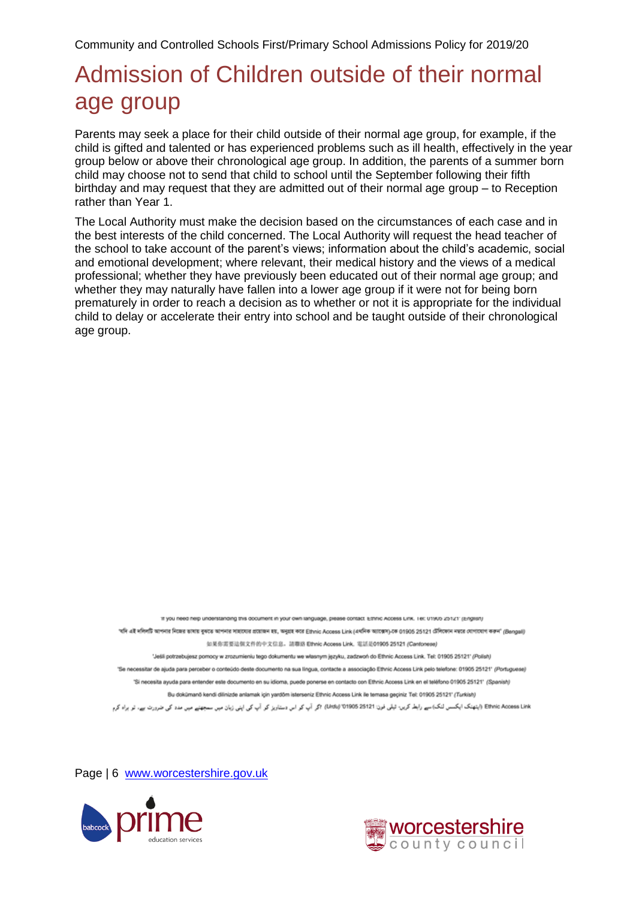# Admission of Children outside of their normal age group

Parents may seek a place for their child outside of their normal age group, for example, if the child is gifted and talented or has experienced problems such as ill health, effectively in the year group below or above their chronological age group. In addition, the parents of a summer born child may choose not to send that child to school until the September following their fifth birthday and may request that they are admitted out of their normal age group – to Reception rather than Year 1.

The Local Authority must make the decision based on the circumstances of each case and in the best interests of the child concerned. The Local Authority will request the head teacher of the school to take account of the parent's views; information about the child's academic, social and emotional development; where relevant, their medical history and the views of a medical professional; whether they have previously been educated out of their normal age group; and whether they may naturally have fallen into a lower age group if it were not for being born prematurely in order to reach a decision as to whether or not it is appropriate for the individual child to delay or accelerate their entry into school and be taught outside of their chronological age group.

If you need help understanding this document in your own language, please contact Ethnic Access Link. Tel: 01905 25121 (English)

'Jeśli potrzebujesz pomocy w zrozumieniu tego dokumentu we własnym języku, zadzwoń do Ethnic Access Link. Tel: 01905 25121' (Polish)

'Se necessitar de ajuda para perceber o conteúdo deste documento na sua língua, contacte a associação Ethnic Access Link pelo telefone: 01905 25121' (Portuguese)

'Si necesita ayuda para entender este documento en su idioma, puede ponerse en contacto con Ethnic Access Link en el teléfono 01905 25121' (Spanish)

Bu dokümanı kendi dilinizde anlamak için yardım isterseniz Ethnic Access Link ile temasa geçiniz Tel: 01905 25121' (Turkish)